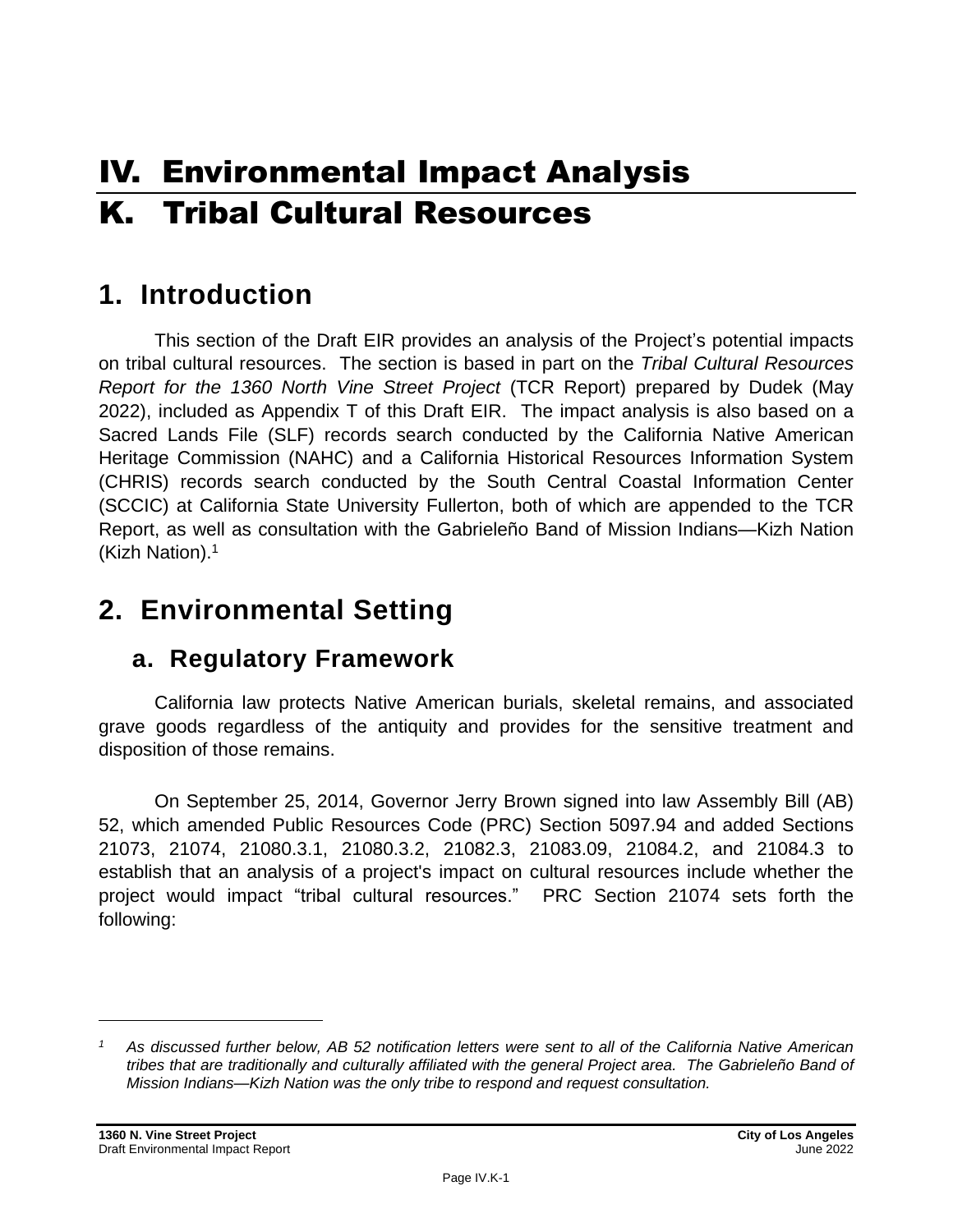# IV. Environmental Impact Analysis

# K. Tribal Cultural Resources

## 1. Introduction

This section of the Draft EIR provides an analysis of the Project's potential impacts on tribal cultural resources. The section is based in part on the *Tribal Cultural Resources Report for the 1360 North Vine Street Project* (TCR Report) prepared by Dudek (May 2022), included as Appendix T of this Draft EIR. The impact analysis is also based on a Sacred Lands File (SLF) records search conducted by the California Native American Heritage Commission (NAHC) and a California Historical Resources Information System (CHRIS) records search conducted by the South Central Coastal Information Center (SCCIC) at California State University Fullerton, both of which are appended to the TCR Report, as well as consultation with the Gabrieleño Band of Mission Indians—Kizh Nation (Kizh Nation).[1]

## 2. Environmental Setting

### a. Regulatory Framework

California law protects Native American burials, skeletal remains, and associated grave goods regardless of the antiquity and provides for the sensitive treatment and disposition of those remains.

On September 25, 2014, Governor Jerry Brown signed into law Assembly Bill (AB) 52, which amended Public Resources Code (PRC) Section 5097.94 and added Sections 21073, 21074, 21080.3.1, 21080.3.2, 21082.3, 21083.09, 21084.2, and 21084.3 to establish that an analysis of a project's impact on cultural resources include whether the project would impact "tribal cultural resources." PRC Section 21074 sets forth the following:

---

[1] *As discussed further below, AB 52 notification letters were sent to all of the California Native American tribes that are traditionally and culturally affiliated with the general Project area. The Gabrieleño Band of Mission Indians—Kizh Nation was the only tribe to respond and request consultation.*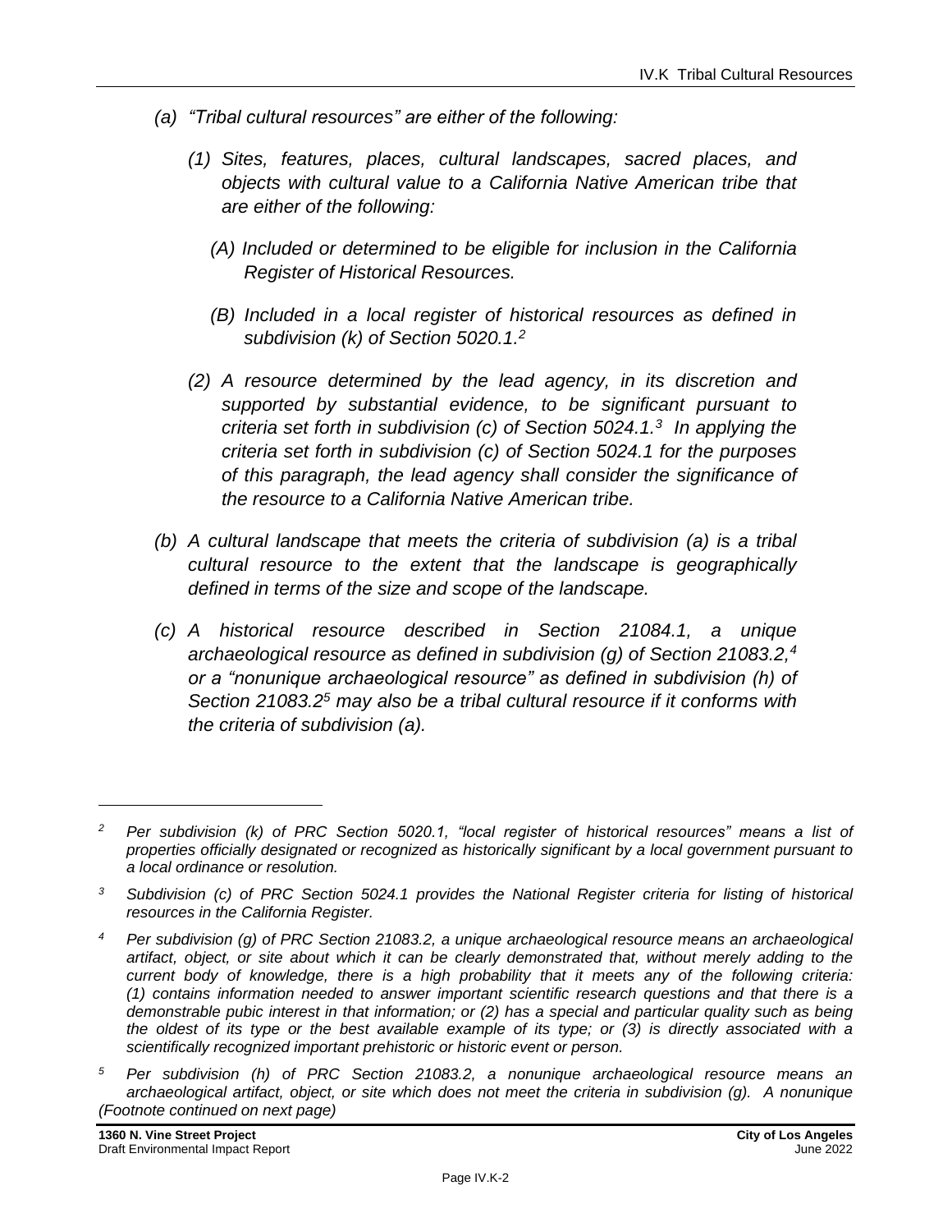*(a) "Tribal cultural resources" are either of the following:*

*(1) Sites, features, places, cultural landscapes, sacred places, and objects with cultural value to a California Native American tribe that are either of the following:*

*(A) Included or determined to be eligible for inclusion in the California Register of Historical Resources.*

*(B) Included in a local register of historical resources as defined in subdivision (k) of Section 5020.1.[2]*

*(2) A resource determined by the lead agency, in its discretion and supported by substantial evidence, to be significant pursuant to criteria set forth in subdivision (c) of Section 5024.1.[3] In applying the criteria set forth in subdivision (c) of Section 5024.1 for the purposes of this paragraph, the lead agency shall consider the significance of the resource to a California Native American tribe.*

*(b) A cultural landscape that meets the criteria of subdivision (a) is a tribal cultural resource to the extent that the landscape is geographically defined in terms of the size and scope of the landscape.*

*(c) A historical resource described in Section 21084.1, a unique archaeological resource as defined in subdivision (g) of Section 21083.2,[4] or a "nonunique archaeological resource" as defined in subdivision (h) of Section 21083.2[5] may also be a tribal cultural resource if it conforms with the criteria of subdivision (a).*

---

[2] *Per subdivision (k) of PRC Section 5020.1, "local register of historical resources" means a list of properties officially designated or recognized as historically significant by a local government pursuant to a local ordinance or resolution.*

[3] *Subdivision (c) of PRC Section 5024.1 provides the National Register criteria for listing of historical resources in the California Register.*

[4] *Per subdivision (g) of PRC Section 21083.2, a unique archaeological resource means an archaeological artifact, object, or site about which it can be clearly demonstrated that, without merely adding to the current body of knowledge, there is a high probability that it meets any of the following criteria: (1) contains information needed to answer important scientific research questions and that there is a demonstrable pubic interest in that information; or (2) has a special and particular quality such as being the oldest of its type or the best available example of its type; or (3) is directly associated with a scientifically recognized important prehistoric or historic event or person.*

[5] *Per subdivision (h) of PRC Section 21083.2, a nonunique archaeological resource means an archaeological artifact, object, or site which does not meet the criteria in subdivision (g). A nonunique (Footnote continued on next page)*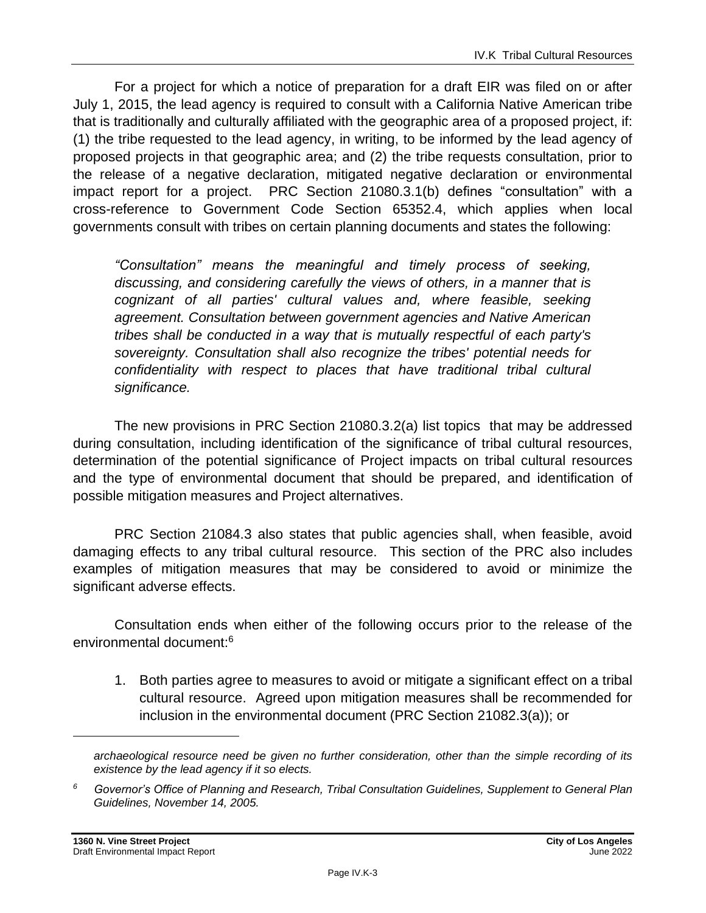For a project for which a notice of preparation for a draft EIR was filed on or after July 1, 2015, the lead agency is required to consult with a California Native American tribe that is traditionally and culturally affiliated with the geographic area of a proposed project, if: (1) the tribe requested to the lead agency, in writing, to be informed by the lead agency of proposed projects in that geographic area; and (2) the tribe requests consultation, prior to the release of a negative declaration, mitigated negative declaration or environmental impact report for a project. PRC Section 21080.3.1(b) defines "consultation" with a cross-reference to Government Code Section 65352.4, which applies when local governments consult with tribes on certain planning documents and states the following:

> *"Consultation" means the meaningful and timely process of seeking, discussing, and considering carefully the views of others, in a manner that is cognizant of all parties' cultural values and, where feasible, seeking agreement. Consultation between government agencies and Native American tribes shall be conducted in a way that is mutually respectful of each party's sovereignty. Consultation shall also recognize the tribes' potential needs for confidentiality with respect to places that have traditional tribal cultural significance.*

The new provisions in PRC Section 21080.3.2(a) list topics that may be addressed during consultation, including identification of the significance of tribal cultural resources, determination of the potential significance of Project impacts on tribal cultural resources and the type of environmental document that should be prepared, and identification of possible mitigation measures and Project alternatives.

PRC Section 21084.3 also states that public agencies shall, when feasible, avoid damaging effects to any tribal cultural resource. This section of the PRC also includes examples of mitigation measures that may be considered to avoid or minimize the significant adverse effects.

Consultation ends when either of the following occurs prior to the release of the environmental document:[6]

1. Both parties agree to measures to avoid or mitigate a significant effect on a tribal cultural resource. Agreed upon mitigation measures shall be recommended for inclusion in the environmental document (PRC Section 21082.3(a)); or

---

*archaeological resource need be given no further consideration, other than the simple recording of its existence by the lead agency if it so elects.*

[6] *Governor's Office of Planning and Research, Tribal Consultation Guidelines, Supplement to General Plan Guidelines, November 14, 2005.*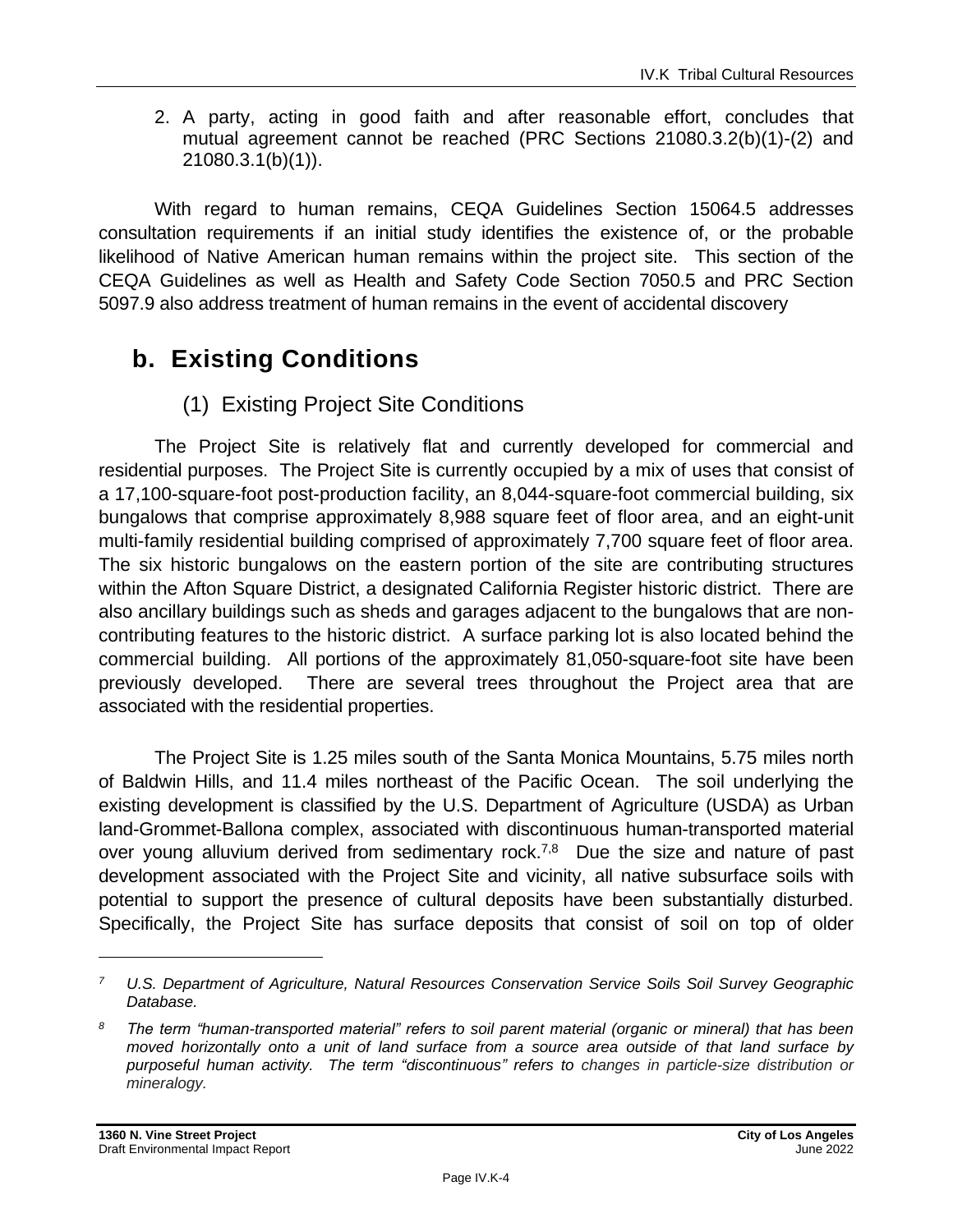2. A party, acting in good faith and after reasonable effort, concludes that mutual agreement cannot be reached (PRC Sections 21080.3.2(b)(1)-(2) and 21080.3.1(b)(1)).

With regard to human remains, CEQA Guidelines Section 15064.5 addresses consultation requirements if an initial study identifies the existence of, or the probable likelihood of Native American human remains within the project site. This section of the CEQA Guidelines as well as Health and Safety Code Section 7050.5 and PRC Section 5097.9 also address treatment of human remains in the event of accidental discovery

## b. Existing Conditions

### (1) Existing Project Site Conditions

The Project Site is relatively flat and currently developed for commercial and residential purposes. The Project Site is currently occupied by a mix of uses that consist of a 17,100-square-foot post-production facility, an 8,044-square-foot commercial building, six bungalows that comprise approximately 8,988 square feet of floor area, and an eight-unit multi-family residential building comprised of approximately 7,700 square feet of floor area. The six historic bungalows on the eastern portion of the site are contributing structures within the Afton Square District, a designated California Register historic district. There are also ancillary buildings such as sheds and garages adjacent to the bungalows that are non-contributing features to the historic district. A surface parking lot is also located behind the commercial building. All portions of the approximately 81,050-square-foot site have been previously developed. There are several trees throughout the Project area that are associated with the residential properties.

The Project Site is 1.25 miles south of the Santa Monica Mountains, 5.75 miles north of Baldwin Hills, and 11.4 miles northeast of the Pacific Ocean. The soil underlying the existing development is classified by the U.S. Department of Agriculture (USDA) as Urban land-Grommet-Ballona complex, associated with discontinuous human-transported material over young alluvium derived from sedimentary rock.[7,8] Due the size and nature of past development associated with the Project Site and vicinity, all native subsurface soils with potential to support the presence of cultural deposits have been substantially disturbed. Specifically, the Project Site has surface deposits that consist of soil on top of older

---

[7] *U.S. Department of Agriculture, Natural Resources Conservation Service Soils Soil Survey Geographic Database.*

[8] *The term "human-transported material" refers to soil parent material (organic or mineral) that has been moved horizontally onto a unit of land surface from a source area outside of that land surface by purposeful human activity. The term "discontinuous" refers to changes in particle-size distribution or mineralogy.*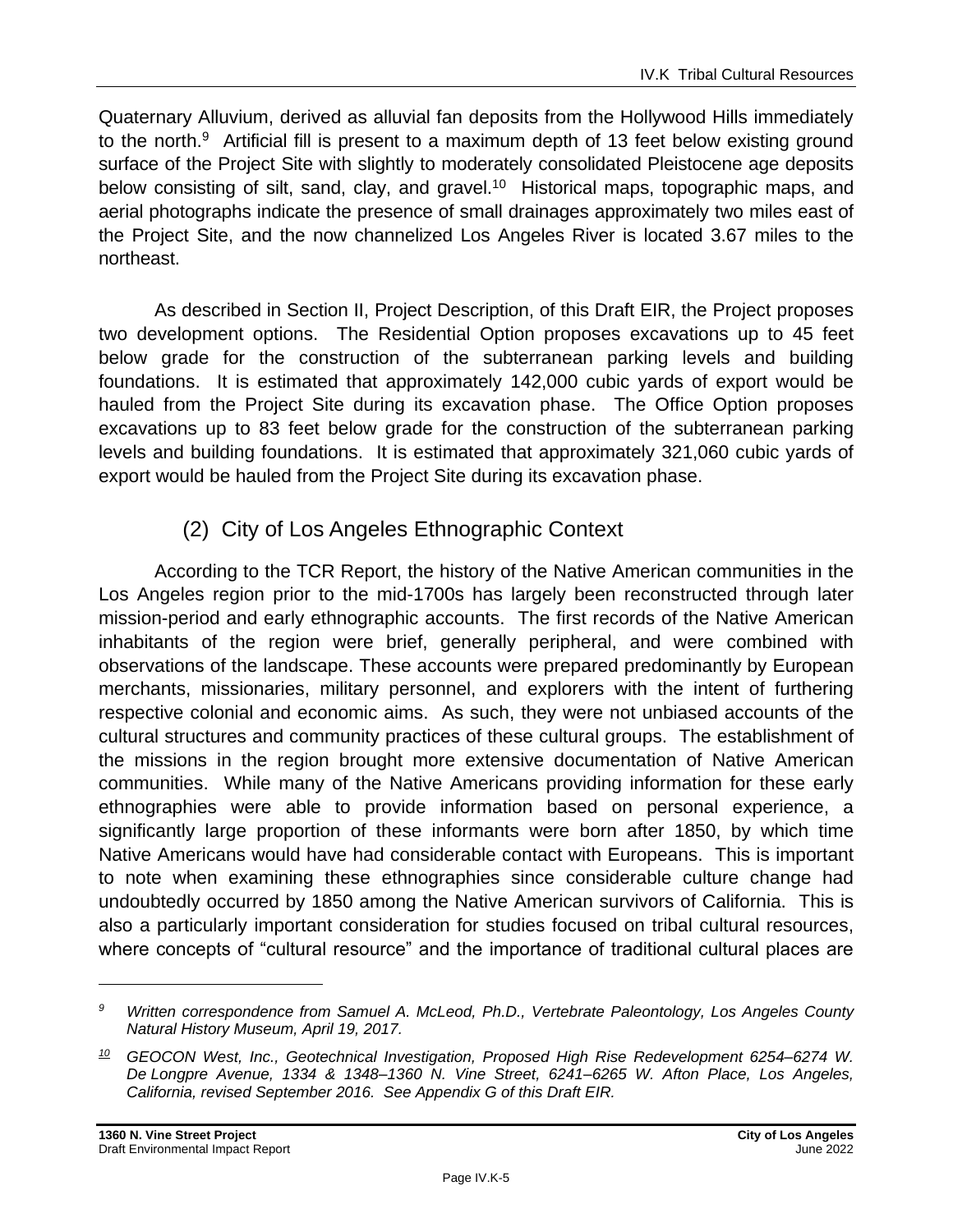Quaternary Alluvium, derived as alluvial fan deposits from the Hollywood Hills immediately to the north.[9] Artificial fill is present to a maximum depth of 13 feet below existing ground surface of the Project Site with slightly to moderately consolidated Pleistocene age deposits below consisting of silt, sand, clay, and gravel.[10] Historical maps, topographic maps, and aerial photographs indicate the presence of small drainages approximately two miles east of the Project Site, and the now channelized Los Angeles River is located 3.67 miles to the northeast.

As described in Section II, Project Description, of this Draft EIR, the Project proposes two development options. The Residential Option proposes excavations up to 45 feet below grade for the construction of the subterranean parking levels and building foundations. It is estimated that approximately 142,000 cubic yards of export would be hauled from the Project Site during its excavation phase. The Office Option proposes excavations up to 83 feet below grade for the construction of the subterranean parking levels and building foundations. It is estimated that approximately 321,060 cubic yards of export would be hauled from the Project Site during its excavation phase.

### (2) City of Los Angeles Ethnographic Context

According to the TCR Report, the history of the Native American communities in the Los Angeles region prior to the mid-1700s has largely been reconstructed through later mission-period and early ethnographic accounts. The first records of the Native American inhabitants of the region were brief, generally peripheral, and were combined with observations of the landscape. These accounts were prepared predominantly by European merchants, missionaries, military personnel, and explorers with the intent of furthering respective colonial and economic aims. As such, they were not unbiased accounts of the cultural structures and community practices of these cultural groups. The establishment of the missions in the region brought more extensive documentation of Native American communities. While many of the Native Americans providing information for these early ethnographies were able to provide information based on personal experience, a significantly large proportion of these informants were born after 1850, by which time Native Americans would have had considerable contact with Europeans. This is important to note when examining these ethnographies since considerable culture change had undoubtedly occurred by 1850 among the Native American survivors of California. This is also a particularly important consideration for studies focused on tribal cultural resources, where concepts of "cultural resource" and the importance of traditional cultural places are

---

[9] *Written correspondence from Samuel A. McLeod, Ph.D., Vertebrate Paleontology, Los Angeles County Natural History Museum, April 19, 2017.*

[10] *GEOCON West, Inc., Geotechnical Investigation, Proposed High Rise Redevelopment 6254–6274 W. De Longpre Avenue, 1334 & 1348–1360 N. Vine Street, 6241–6265 W. Afton Place, Los Angeles, California, revised September 2016. See Appendix G of this Draft EIR.*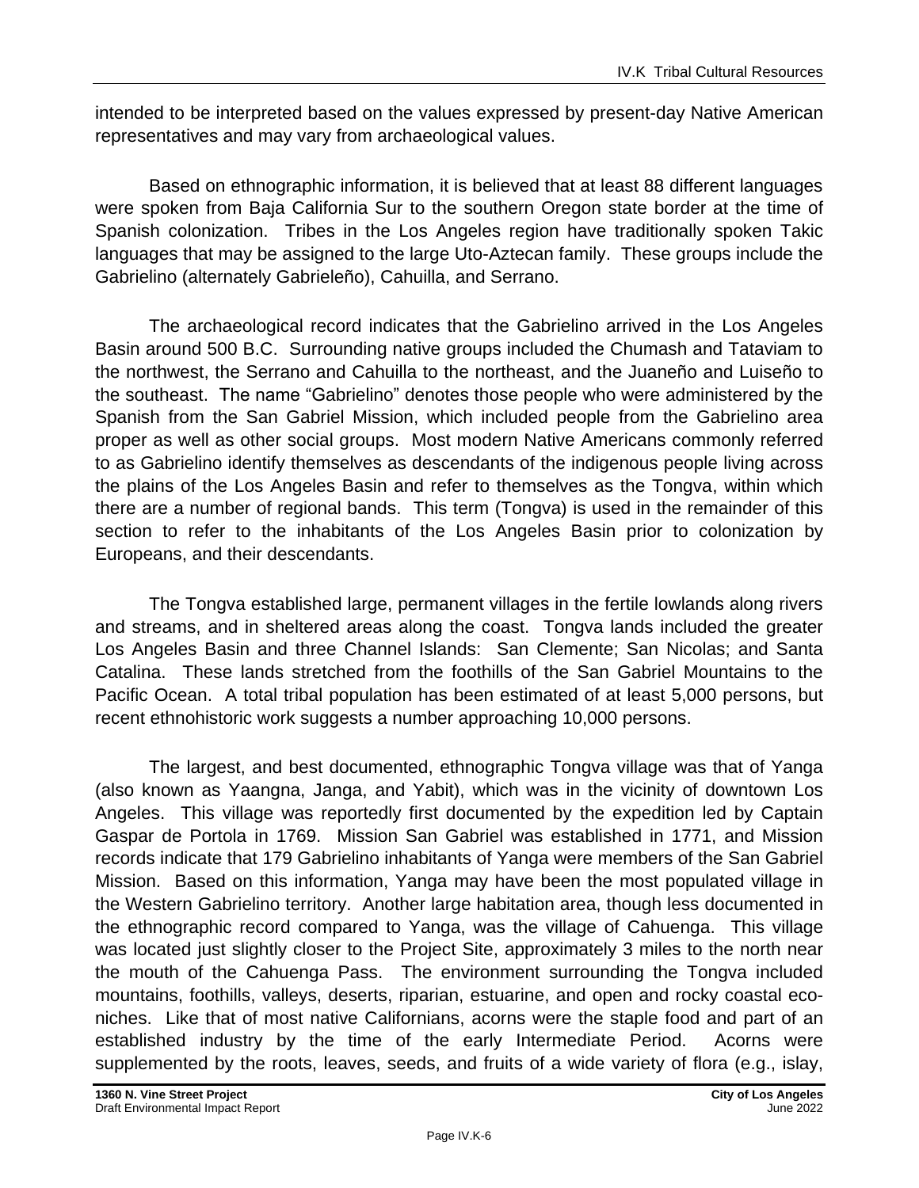intended to be interpreted based on the values expressed by present-day Native American representatives and may vary from archaeological values.

Based on ethnographic information, it is believed that at least 88 different languages were spoken from Baja California Sur to the southern Oregon state border at the time of Spanish colonization. Tribes in the Los Angeles region have traditionally spoken Takic languages that may be assigned to the large Uto-Aztecan family. These groups include the Gabrielino (alternately Gabrieleño), Cahuilla, and Serrano.

The archaeological record indicates that the Gabrielino arrived in the Los Angeles Basin around 500 B.C. Surrounding native groups included the Chumash and Tataviam to the northwest, the Serrano and Cahuilla to the northeast, and the Juaneño and Luiseño to the southeast. The name "Gabrielino" denotes those people who were administered by the Spanish from the San Gabriel Mission, which included people from the Gabrielino area proper as well as other social groups. Most modern Native Americans commonly referred to as Gabrielino identify themselves as descendants of the indigenous people living across the plains of the Los Angeles Basin and refer to themselves as the Tongva, within which there are a number of regional bands. This term (Tongva) is used in the remainder of this section to refer to the inhabitants of the Los Angeles Basin prior to colonization by Europeans, and their descendants.

The Tongva established large, permanent villages in the fertile lowlands along rivers and streams, and in sheltered areas along the coast. Tongva lands included the greater Los Angeles Basin and three Channel Islands: San Clemente; San Nicolas; and Santa Catalina. These lands stretched from the foothills of the San Gabriel Mountains to the Pacific Ocean. A total tribal population has been estimated of at least 5,000 persons, but recent ethnohistoric work suggests a number approaching 10,000 persons.

The largest, and best documented, ethnographic Tongva village was that of Yanga (also known as Yaangna, Janga, and Yabit), which was in the vicinity of downtown Los Angeles. This village was reportedly first documented by the expedition led by Captain Gaspar de Portola in 1769. Mission San Gabriel was established in 1771, and Mission records indicate that 179 Gabrielino inhabitants of Yanga were members of the San Gabriel Mission. Based on this information, Yanga may have been the most populated village in the Western Gabrielino territory. Another large habitation area, though less documented in the ethnographic record compared to Yanga, was the village of Cahuenga. This village was located just slightly closer to the Project Site, approximately 3 miles to the north near the mouth of the Cahuenga Pass. The environment surrounding the Tongva included mountains, foothills, valleys, deserts, riparian, estuarine, and open and rocky coastal eco-niches. Like that of most native Californians, acorns were the staple food and part of an established industry by the time of the early Intermediate Period. Acorns were supplemented by the roots, leaves, seeds, and fruits of a wide variety of flora (e.g., islay,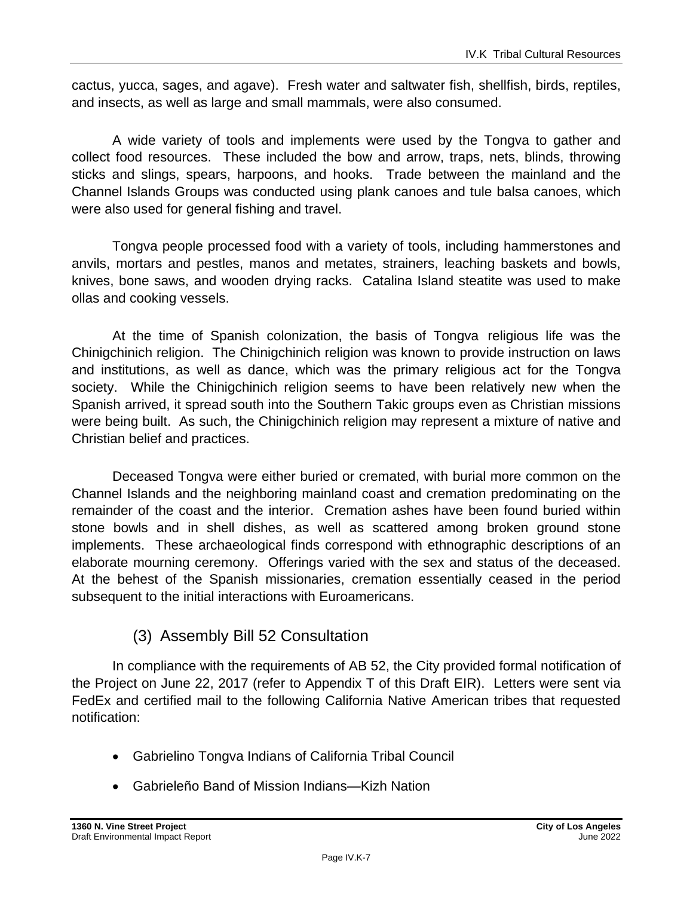cactus, yucca, sages, and agave). Fresh water and saltwater fish, shellfish, birds, reptiles, and insects, as well as large and small mammals, were also consumed.

A wide variety of tools and implements were used by the Tongva to gather and collect food resources. These included the bow and arrow, traps, nets, blinds, throwing sticks and slings, spears, harpoons, and hooks. Trade between the mainland and the Channel Islands Groups was conducted using plank canoes and tule balsa canoes, which were also used for general fishing and travel.

Tongva people processed food with a variety of tools, including hammerstones and anvils, mortars and pestles, manos and metates, strainers, leaching baskets and bowls, knives, bone saws, and wooden drying racks. Catalina Island steatite was used to make ollas and cooking vessels.

At the time of Spanish colonization, the basis of Tongva religious life was the Chinigchinich religion. The Chinigchinich religion was known to provide instruction on laws and institutions, as well as dance, which was the primary religious act for the Tongva society. While the Chinigchinich religion seems to have been relatively new when the Spanish arrived, it spread south into the Southern Takic groups even as Christian missions were being built. As such, the Chinigchinich religion may represent a mixture of native and Christian belief and practices.

Deceased Tongva were either buried or cremated, with burial more common on the Channel Islands and the neighboring mainland coast and cremation predominating on the remainder of the coast and the interior. Cremation ashes have been found buried within stone bowls and in shell dishes, as well as scattered among broken ground stone implements. These archaeological finds correspond with ethnographic descriptions of an elaborate mourning ceremony. Offerings varied with the sex and status of the deceased. At the behest of the Spanish missionaries, cremation essentially ceased in the period subsequent to the initial interactions with Euroamericans.

### (3) Assembly Bill 52 Consultation

In compliance with the requirements of AB 52, the City provided formal notification of the Project on June 22, 2017 (refer to Appendix T of this Draft EIR). Letters were sent via FedEx and certified mail to the following California Native American tribes that requested notification:

- Gabrielino Tongva Indians of California Tribal Council
- Gabrieleño Band of Mission Indians—Kizh Nation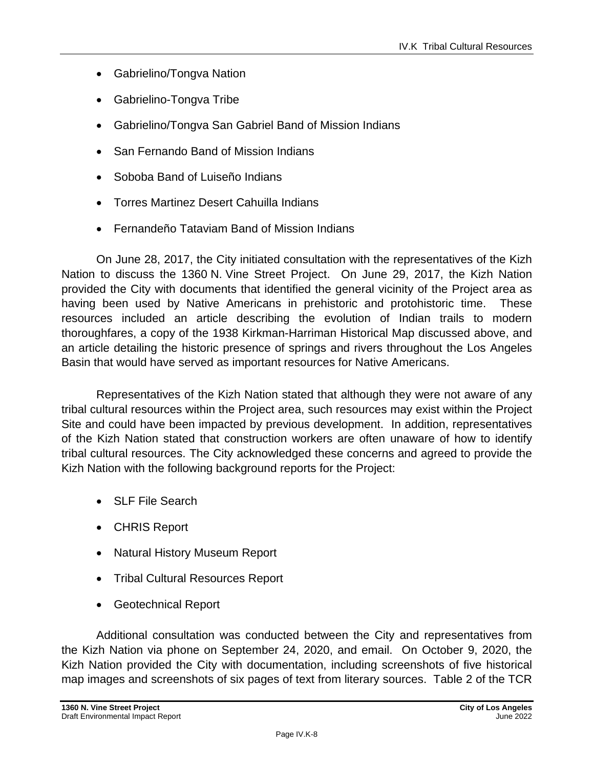- Gabrielino/Tongva Nation
- Gabrielino-Tongva Tribe
- Gabrielino/Tongva San Gabriel Band of Mission Indians
- San Fernando Band of Mission Indians
- Soboba Band of Luiseño Indians
- Torres Martinez Desert Cahuilla Indians
- Fernandeño Tataviam Band of Mission Indians

On June 28, 2017, the City initiated consultation with the representatives of the Kizh Nation to discuss the 1360 N. Vine Street Project. On June 29, 2017, the Kizh Nation provided the City with documents that identified the general vicinity of the Project area as having been used by Native Americans in prehistoric and protohistoric time. These resources included an article describing the evolution of Indian trails to modern thoroughfares, a copy of the 1938 Kirkman-Harriman Historical Map discussed above, and an article detailing the historic presence of springs and rivers throughout the Los Angeles Basin that would have served as important resources for Native Americans.

Representatives of the Kizh Nation stated that although they were not aware of any tribal cultural resources within the Project area, such resources may exist within the Project Site and could have been impacted by previous development. In addition, representatives of the Kizh Nation stated that construction workers are often unaware of how to identify tribal cultural resources. The City acknowledged these concerns and agreed to provide the Kizh Nation with the following background reports for the Project:

- SLF File Search
- CHRIS Report
- Natural History Museum Report
- Tribal Cultural Resources Report
- Geotechnical Report

Additional consultation was conducted between the City and representatives from the Kizh Nation via phone on September 24, 2020, and email. On October 9, 2020, the Kizh Nation provided the City with documentation, including screenshots of five historical map images and screenshots of six pages of text from literary sources. Table 2 of the TCR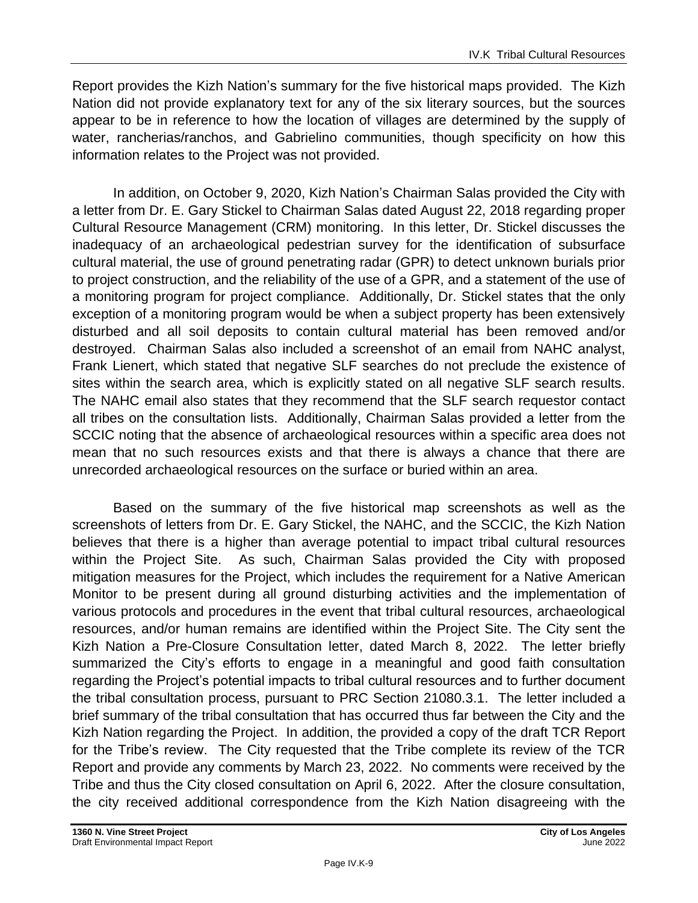Report provides the Kizh Nation's summary for the five historical maps provided. The Kizh Nation did not provide explanatory text for any of the six literary sources, but the sources appear to be in reference to how the location of villages are determined by the supply of water, rancherias/ranchos, and Gabrielino communities, though specificity on how this information relates to the Project was not provided.

In addition, on October 9, 2020, Kizh Nation's Chairman Salas provided the City with a letter from Dr. E. Gary Stickel to Chairman Salas dated August 22, 2018 regarding proper Cultural Resource Management (CRM) monitoring. In this letter, Dr. Stickel discusses the inadequacy of an archaeological pedestrian survey for the identification of subsurface cultural material, the use of ground penetrating radar (GPR) to detect unknown burials prior to project construction, and the reliability of the use of a GPR, and a statement of the use of a monitoring program for project compliance. Additionally, Dr. Stickel states that the only exception of a monitoring program would be when a subject property has been extensively disturbed and all soil deposits to contain cultural material has been removed and/or destroyed. Chairman Salas also included a screenshot of an email from NAHC analyst, Frank Lienert, which stated that negative SLF searches do not preclude the existence of sites within the search area, which is explicitly stated on all negative SLF search results. The NAHC email also states that they recommend that the SLF search requestor contact all tribes on the consultation lists. Additionally, Chairman Salas provided a letter from the SCCIC noting that the absence of archaeological resources within a specific area does not mean that no such resources exists and that there is always a chance that there are unrecorded archaeological resources on the surface or buried within an area.

Based on the summary of the five historical map screenshots as well as the screenshots of letters from Dr. E. Gary Stickel, the NAHC, and the SCCIC, the Kizh Nation believes that there is a higher than average potential to impact tribal cultural resources within the Project Site. As such, Chairman Salas provided the City with proposed mitigation measures for the Project, which includes the requirement for a Native American Monitor to be present during all ground disturbing activities and the implementation of various protocols and procedures in the event that tribal cultural resources, archaeological resources, and/or human remains are identified within the Project Site. The City sent the Kizh Nation a Pre-Closure Consultation letter, dated March 8, 2022. The letter briefly summarized the City's efforts to engage in a meaningful and good faith consultation regarding the Project's potential impacts to tribal cultural resources and to further document the tribal consultation process, pursuant to PRC Section 21080.3.1. The letter included a brief summary of the tribal consultation that has occurred thus far between the City and the Kizh Nation regarding the Project. In addition, the provided a copy of the draft TCR Report for the Tribe's review. The City requested that the Tribe complete its review of the TCR Report and provide any comments by March 23, 2022. No comments were received by the Tribe and thus the City closed consultation on April 6, 2022. After the closure consultation, the city received additional correspondence from the Kizh Nation disagreeing with the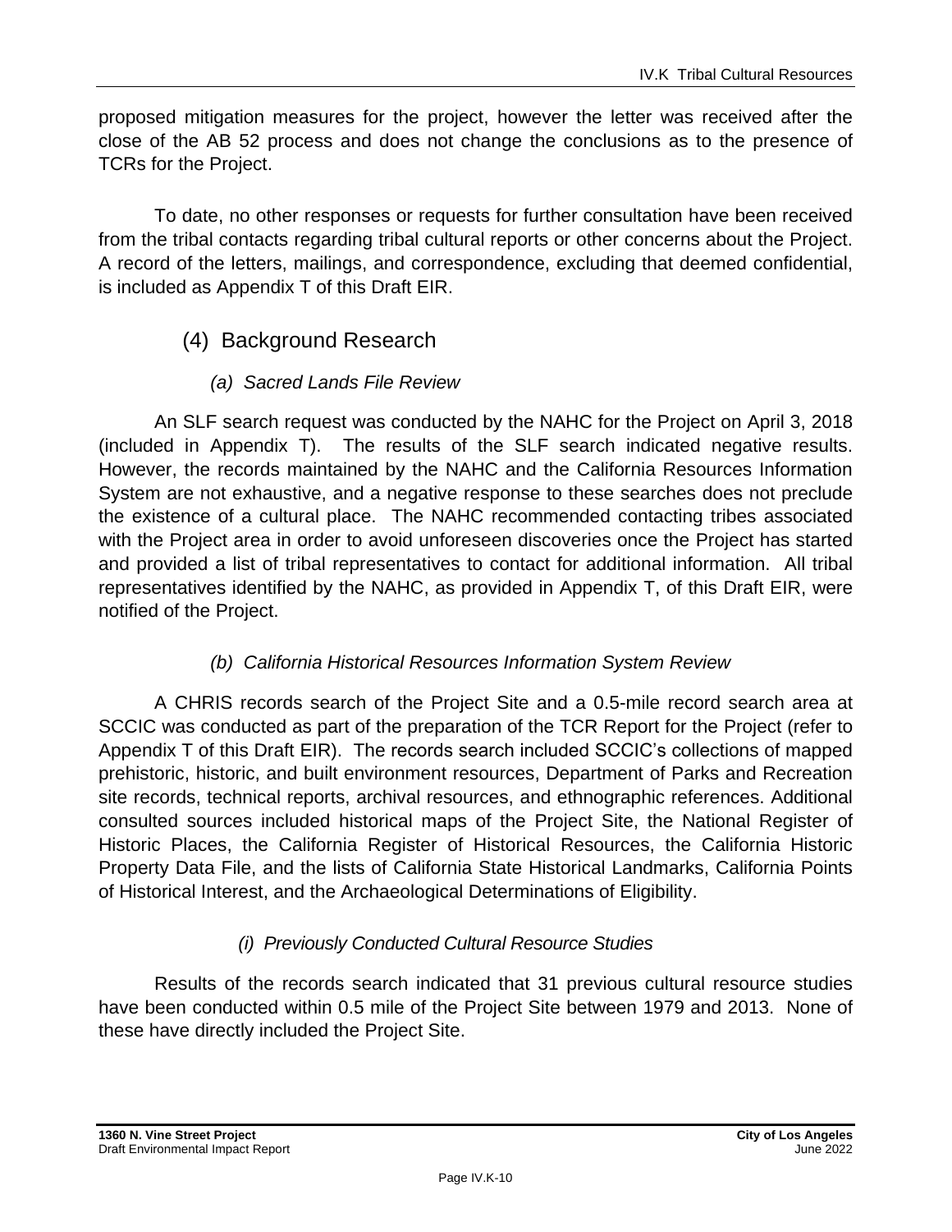proposed mitigation measures for the project, however the letter was received after the close of the AB 52 process and does not change the conclusions as to the presence of TCRs for the Project.

To date, no other responses or requests for further consultation have been received from the tribal contacts regarding tribal cultural reports or other concerns about the Project. A record of the letters, mailings, and correspondence, excluding that deemed confidential, is included as Appendix T of this Draft EIR.

### (4) Background Research

#### *(a) Sacred Lands File Review*

An SLF search request was conducted by the NAHC for the Project on April 3, 2018 (included in Appendix T). The results of the SLF search indicated negative results. However, the records maintained by the NAHC and the California Resources Information System are not exhaustive, and a negative response to these searches does not preclude the existence of a cultural place. The NAHC recommended contacting tribes associated with the Project area in order to avoid unforeseen discoveries once the Project has started and provided a list of tribal representatives to contact for additional information. All tribal representatives identified by the NAHC, as provided in Appendix T, of this Draft EIR, were notified of the Project.

#### *(b) California Historical Resources Information System Review*

A CHRIS records search of the Project Site and a 0.5-mile record search area at SCCIC was conducted as part of the preparation of the TCR Report for the Project (refer to Appendix T of this Draft EIR). The records search included SCCIC's collections of mapped prehistoric, historic, and built environment resources, Department of Parks and Recreation site records, technical reports, archival resources, and ethnographic references. Additional consulted sources included historical maps of the Project Site, the National Register of Historic Places, the California Register of Historical Resources, the California Historic Property Data File, and the lists of California State Historical Landmarks, California Points of Historical Interest, and the Archaeological Determinations of Eligibility.

##### *(i) Previously Conducted Cultural Resource Studies*

Results of the records search indicated that 31 previous cultural resource studies have been conducted within 0.5 mile of the Project Site between 1979 and 2013. None of these have directly included the Project Site.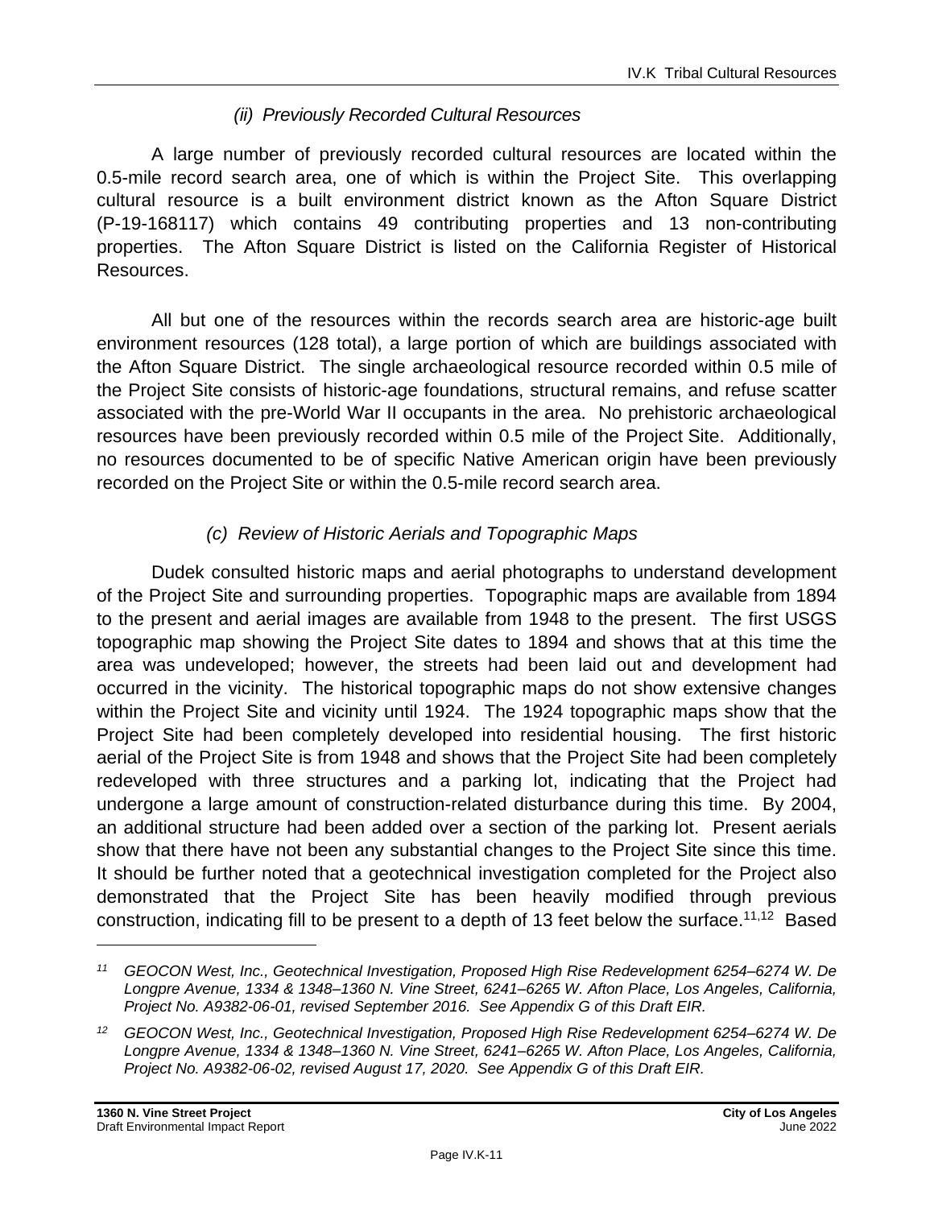##### *(ii) Previously Recorded Cultural Resources*

A large number of previously recorded cultural resources are located within the 0.5-mile record search area, one of which is within the Project Site. This overlapping cultural resource is a built environment district known as the Afton Square District (P-19-168117) which contains 49 contributing properties and 13 non-contributing properties. The Afton Square District is listed on the California Register of Historical Resources.

All but one of the resources within the records search area are historic-age built environment resources (128 total), a large portion of which are buildings associated with the Afton Square District. The single archaeological resource recorded within 0.5 mile of the Project Site consists of historic-age foundations, structural remains, and refuse scatter associated with the pre-World War II occupants in the area. No prehistoric archaeological resources have been previously recorded within 0.5 mile of the Project Site. Additionally, no resources documented to be of specific Native American origin have been previously recorded on the Project Site or within the 0.5-mile record search area.

#### *(c) Review of Historic Aerials and Topographic Maps*

Dudek consulted historic maps and aerial photographs to understand development of the Project Site and surrounding properties. Topographic maps are available from 1894 to the present and aerial images are available from 1948 to the present. The first USGS topographic map showing the Project Site dates to 1894 and shows that at this time the area was undeveloped; however, the streets had been laid out and development had occurred in the vicinity. The historical topographic maps do not show extensive changes within the Project Site and vicinity until 1924. The 1924 topographic maps show that the Project Site had been completely developed into residential housing. The first historic aerial of the Project Site is from 1948 and shows that the Project Site had been completely redeveloped with three structures and a parking lot, indicating that the Project had undergone a large amount of construction-related disturbance during this time. By 2004, an additional structure had been added over a section of the parking lot. Present aerials show that there have not been any substantial changes to the Project Site since this time. It should be further noted that a geotechnical investigation completed for the Project also demonstrated that the Project Site has been heavily modified through previous construction, indicating fill to be present to a depth of 13 feet below the surface.[11,12] Based

---

[11] *GEOCON West, Inc., Geotechnical Investigation, Proposed High Rise Redevelopment 6254–6274 W. De Longpre Avenue, 1334 & 1348–1360 N. Vine Street, 6241–6265 W. Afton Place, Los Angeles, California, Project No. A9382-06-01, revised September 2016. See Appendix G of this Draft EIR.*

[12] *GEOCON West, Inc., Geotechnical Investigation, Proposed High Rise Redevelopment 6254–6274 W. De Longpre Avenue, 1334 & 1348–1360 N. Vine Street, 6241–6265 W. Afton Place, Los Angeles, California, Project No. A9382-06-02, revised August 17, 2020. See Appendix G of this Draft EIR.*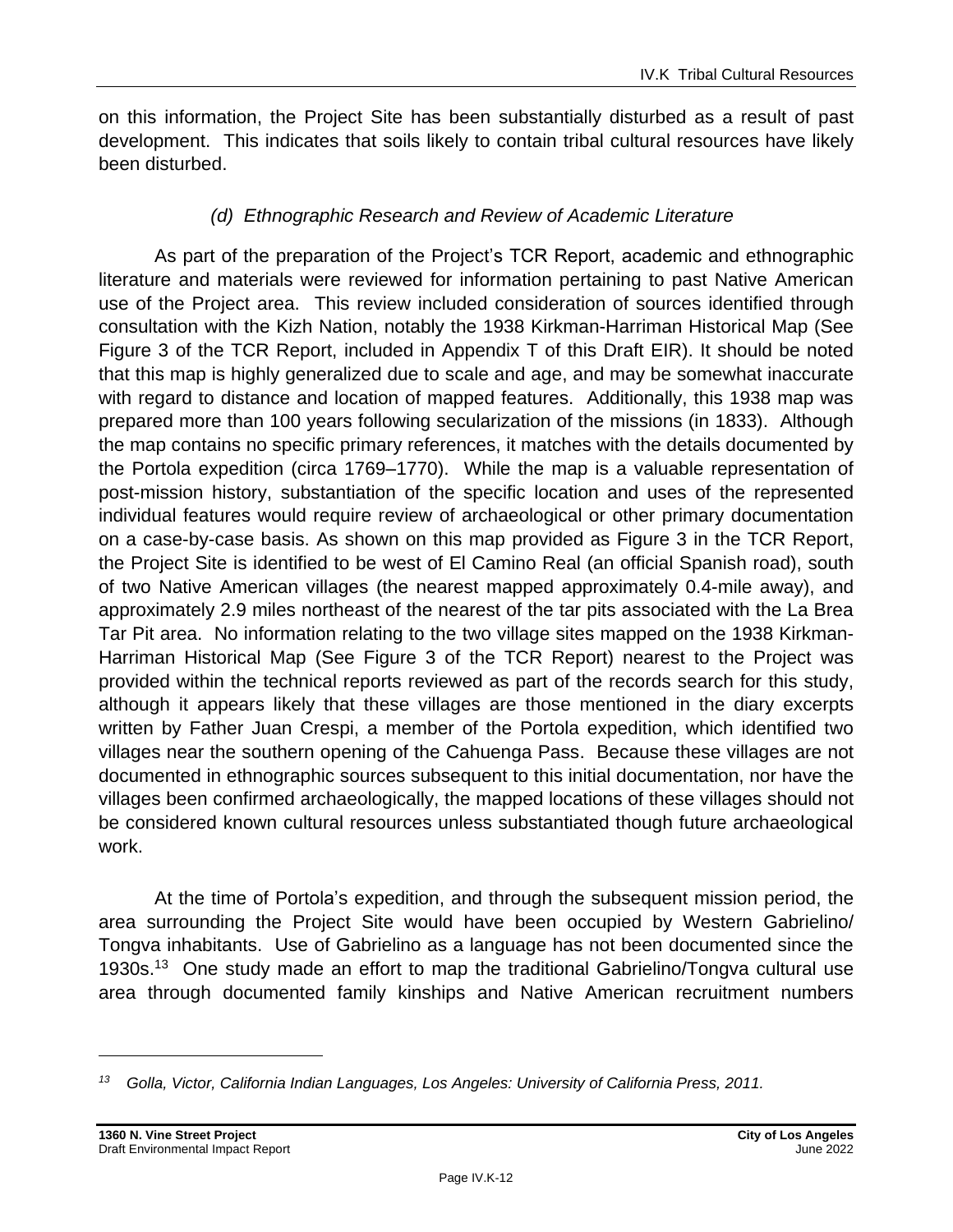on this information, the Project Site has been substantially disturbed as a result of past development. This indicates that soils likely to contain tribal cultural resources have likely been disturbed.

#### *(d) Ethnographic Research and Review of Academic Literature*

As part of the preparation of the Project's TCR Report, academic and ethnographic literature and materials were reviewed for information pertaining to past Native American use of the Project area. This review included consideration of sources identified through consultation with the Kizh Nation, notably the 1938 Kirkman-Harriman Historical Map (See Figure 3 of the TCR Report, included in Appendix T of this Draft EIR). It should be noted that this map is highly generalized due to scale and age, and may be somewhat inaccurate with regard to distance and location of mapped features. Additionally, this 1938 map was prepared more than 100 years following secularization of the missions (in 1833). Although the map contains no specific primary references, it matches with the details documented by the Portola expedition (circa 1769–1770). While the map is a valuable representation of post-mission history, substantiation of the specific location and uses of the represented individual features would require review of archaeological or other primary documentation on a case-by-case basis. As shown on this map provided as Figure 3 in the TCR Report, the Project Site is identified to be west of El Camino Real (an official Spanish road), south of two Native American villages (the nearest mapped approximately 0.4-mile away), and approximately 2.9 miles northeast of the nearest of the tar pits associated with the La Brea Tar Pit area. No information relating to the two village sites mapped on the 1938 Kirkman-Harriman Historical Map (See Figure 3 of the TCR Report) nearest to the Project was provided within the technical reports reviewed as part of the records search for this study, although it appears likely that these villages are those mentioned in the diary excerpts written by Father Juan Crespi, a member of the Portola expedition, which identified two villages near the southern opening of the Cahuenga Pass. Because these villages are not documented in ethnographic sources subsequent to this initial documentation, nor have the villages been confirmed archaeologically, the mapped locations of these villages should not be considered known cultural resources unless substantiated though future archaeological work.

At the time of Portola's expedition, and through the subsequent mission period, the area surrounding the Project Site would have been occupied by Western Gabrielino/ Tongva inhabitants. Use of Gabrielino as a language has not been documented since the 1930s.[13] One study made an effort to map the traditional Gabrielino/Tongva cultural use area through documented family kinships and Native American recruitment numbers

---

[13] *Golla, Victor, California Indian Languages, Los Angeles: University of California Press, 2011.*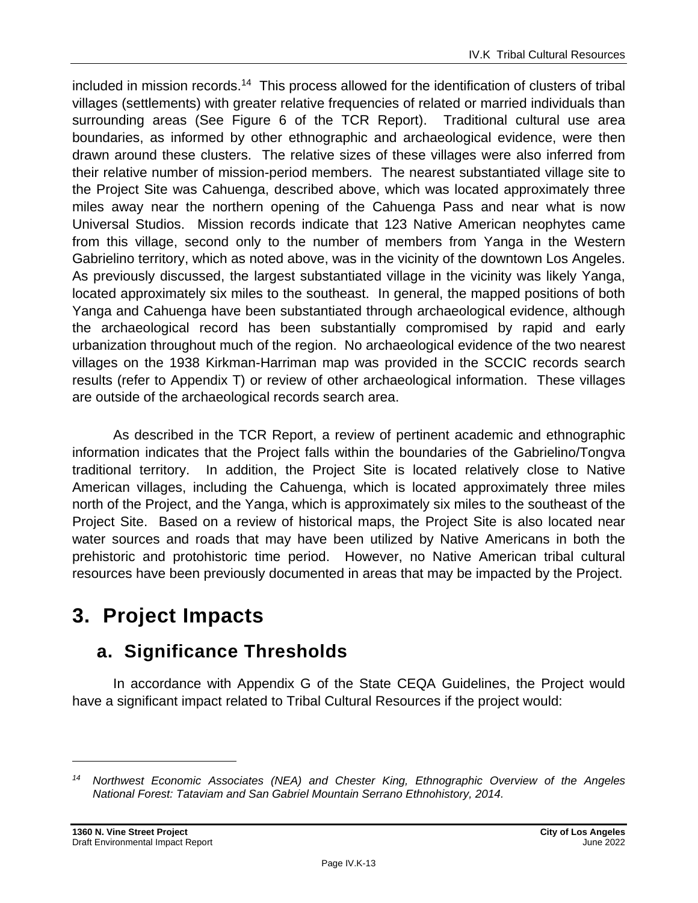included in mission records.[14] This process allowed for the identification of clusters of tribal villages (settlements) with greater relative frequencies of related or married individuals than surrounding areas (See Figure 6 of the TCR Report). Traditional cultural use area boundaries, as informed by other ethnographic and archaeological evidence, were then drawn around these clusters. The relative sizes of these villages were also inferred from their relative number of mission-period members. The nearest substantiated village site to the Project Site was Cahuenga, described above, which was located approximately three miles away near the northern opening of the Cahuenga Pass and near what is now Universal Studios. Mission records indicate that 123 Native American neophytes came from this village, second only to the number of members from Yanga in the Western Gabrielino territory, which as noted above, was in the vicinity of the downtown Los Angeles. As previously discussed, the largest substantiated village in the vicinity was likely Yanga, located approximately six miles to the southeast. In general, the mapped positions of both Yanga and Cahuenga have been substantiated through archaeological evidence, although the archaeological record has been substantially compromised by rapid and early urbanization throughout much of the region. No archaeological evidence of the two nearest villages on the 1938 Kirkman-Harriman map was provided in the SCCIC records search results (refer to Appendix T) or review of other archaeological information. These villages are outside of the archaeological records search area.

As described in the TCR Report, a review of pertinent academic and ethnographic information indicates that the Project falls within the boundaries of the Gabrielino/Tongva traditional territory. In addition, the Project Site is located relatively close to Native American villages, including the Cahuenga, which is located approximately three miles north of the Project, and the Yanga, which is approximately six miles to the southeast of the Project Site. Based on a review of historical maps, the Project Site is also located near water sources and roads that may have been utilized by Native Americans in both the prehistoric and protohistoric time period. However, no Native American tribal cultural resources have been previously documented in areas that may be impacted by the Project.

# 3. Project Impacts

## a. Significance Thresholds

In accordance with Appendix G of the State CEQA Guidelines, the Project would have a significant impact related to Tribal Cultural Resources if the project would:

---

[14] *Northwest Economic Associates (NEA) and Chester King, Ethnographic Overview of the Angeles National Forest: Tataviam and San Gabriel Mountain Serrano Ethnohistory, 2014.*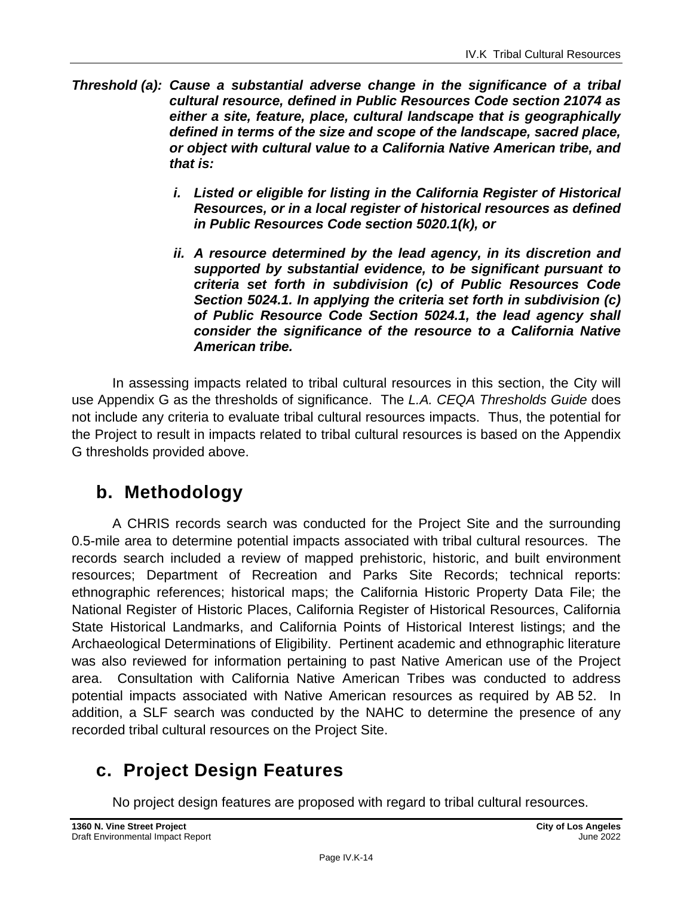***Threshold (a): Cause a substantial adverse change in the significance of a tribal cultural resource, defined in Public Resources Code section 21074 as either a site, feature, place, cultural landscape that is geographically defined in terms of the size and scope of the landscape, sacred place, or object with cultural value to a California Native American tribe, and that is:***

> ***i. Listed or eligible for listing in the California Register of Historical Resources, or in a local register of historical resources as defined in Public Resources Code section 5020.1(k), or***
>
> ***ii. A resource determined by the lead agency, in its discretion and supported by substantial evidence, to be significant pursuant to criteria set forth in subdivision (c) of Public Resources Code Section 5024.1. In applying the criteria set forth in subdivision (c) of Public Resource Code Section 5024.1, the lead agency shall consider the significance of the resource to a California Native American tribe.***

In assessing impacts related to tribal cultural resources in this section, the City will use Appendix G as the thresholds of significance. The *L.A. CEQA Thresholds Guide* does not include any criteria to evaluate tribal cultural resources impacts. Thus, the potential for the Project to result in impacts related to tribal cultural resources is based on the Appendix G thresholds provided above.

## b. Methodology

A CHRIS records search was conducted for the Project Site and the surrounding 0.5-mile area to determine potential impacts associated with tribal cultural resources. The records search included a review of mapped prehistoric, historic, and built environment resources; Department of Recreation and Parks Site Records; technical reports: ethnographic references; historical maps; the California Historic Property Data File; the National Register of Historic Places, California Register of Historical Resources, California State Historical Landmarks, and California Points of Historical Interest listings; and the Archaeological Determinations of Eligibility. Pertinent academic and ethnographic literature was also reviewed for information pertaining to past Native American use of the Project area. Consultation with California Native American Tribes was conducted to address potential impacts associated with Native American resources as required by AB 52. In addition, a SLF search was conducted by the NAHC to determine the presence of any recorded tribal cultural resources on the Project Site.

## c. Project Design Features

No project design features are proposed with regard to tribal cultural resources.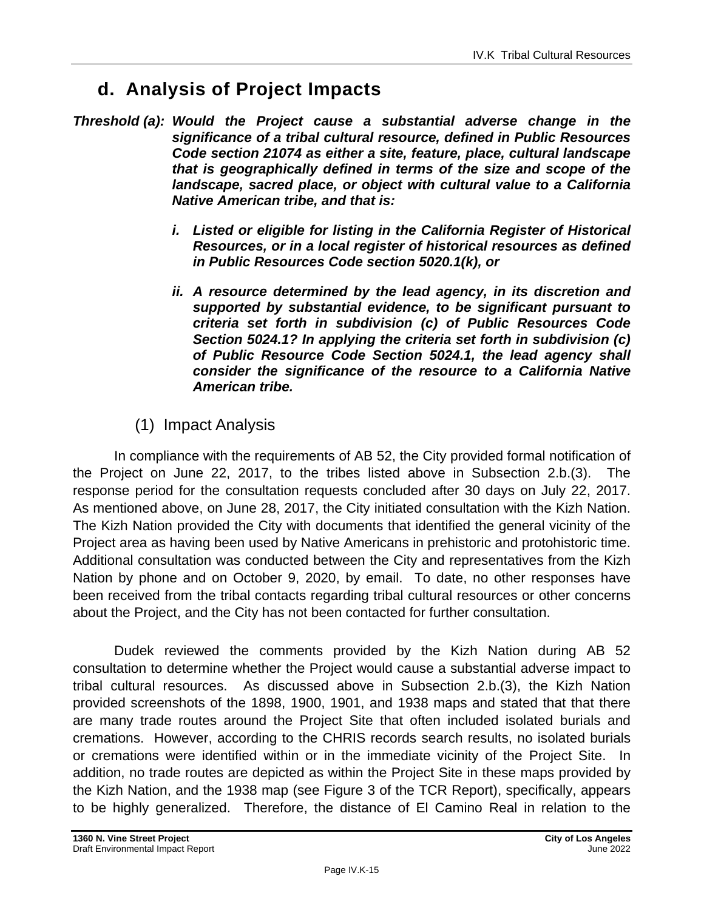## d. Analysis of Project Impacts

***Threshold (a): Would the Project cause a substantial adverse change in the significance of a tribal cultural resource, defined in Public Resources Code section 21074 as either a site, feature, place, cultural landscape that is geographically defined in terms of the size and scope of the landscape, sacred place, or object with cultural value to a California Native American tribe, and that is:***

> ***i. Listed or eligible for listing in the California Register of Historical Resources, or in a local register of historical resources as defined in Public Resources Code section 5020.1(k), or***
>
> ***ii. A resource determined by the lead agency, in its discretion and supported by substantial evidence, to be significant pursuant to criteria set forth in subdivision (c) of Public Resources Code Section 5024.1? In applying the criteria set forth in subdivision (c) of Public Resource Code Section 5024.1, the lead agency shall consider the significance of the resource to a California Native American tribe.***

### (1) Impact Analysis

In compliance with the requirements of AB 52, the City provided formal notification of the Project on June 22, 2017, to the tribes listed above in Subsection 2.b.(3). The response period for the consultation requests concluded after 30 days on July 22, 2017. As mentioned above, on June 28, 2017, the City initiated consultation with the Kizh Nation. The Kizh Nation provided the City with documents that identified the general vicinity of the Project area as having been used by Native Americans in prehistoric and protohistoric time. Additional consultation was conducted between the City and representatives from the Kizh Nation by phone and on October 9, 2020, by email. To date, no other responses have been received from the tribal contacts regarding tribal cultural resources or other concerns about the Project, and the City has not been contacted for further consultation.

Dudek reviewed the comments provided by the Kizh Nation during AB 52 consultation to determine whether the Project would cause a substantial adverse impact to tribal cultural resources. As discussed above in Subsection 2.b.(3), the Kizh Nation provided screenshots of the 1898, 1900, 1901, and 1938 maps and stated that that there are many trade routes around the Project Site that often included isolated burials and cremations. However, according to the CHRIS records search results, no isolated burials or cremations were identified within or in the immediate vicinity of the Project Site. In addition, no trade routes are depicted as within the Project Site in these maps provided by the Kizh Nation, and the 1938 map (see Figure 3 of the TCR Report), specifically, appears to be highly generalized. Therefore, the distance of El Camino Real in relation to the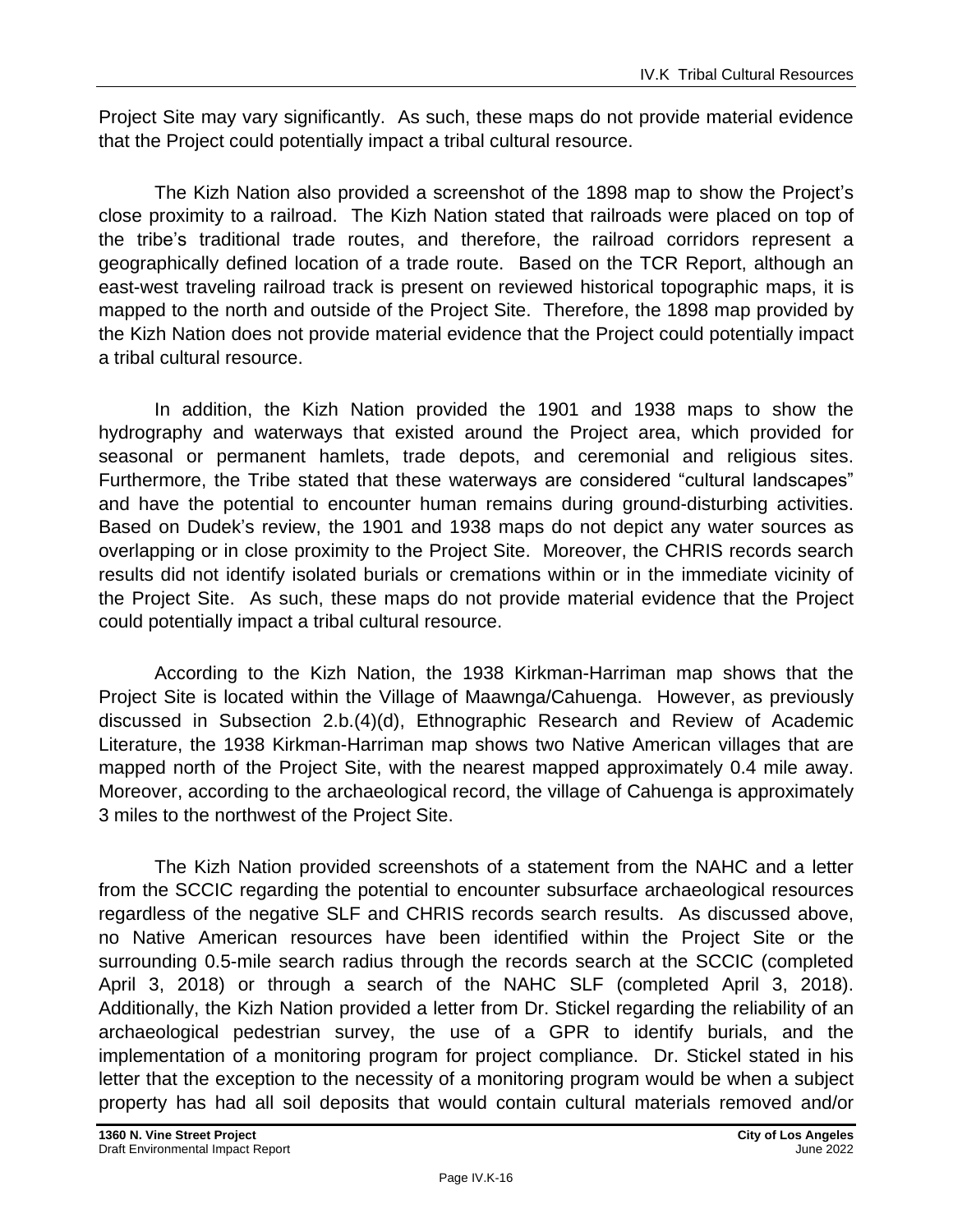Project Site may vary significantly. As such, these maps do not provide material evidence that the Project could potentially impact a tribal cultural resource.

The Kizh Nation also provided a screenshot of the 1898 map to show the Project's close proximity to a railroad. The Kizh Nation stated that railroads were placed on top of the tribe's traditional trade routes, and therefore, the railroad corridors represent a geographically defined location of a trade route. Based on the TCR Report, although an east-west traveling railroad track is present on reviewed historical topographic maps, it is mapped to the north and outside of the Project Site. Therefore, the 1898 map provided by the Kizh Nation does not provide material evidence that the Project could potentially impact a tribal cultural resource.

In addition, the Kizh Nation provided the 1901 and 1938 maps to show the hydrography and waterways that existed around the Project area, which provided for seasonal or permanent hamlets, trade depots, and ceremonial and religious sites. Furthermore, the Tribe stated that these waterways are considered "cultural landscapes" and have the potential to encounter human remains during ground-disturbing activities. Based on Dudek's review, the 1901 and 1938 maps do not depict any water sources as overlapping or in close proximity to the Project Site. Moreover, the CHRIS records search results did not identify isolated burials or cremations within or in the immediate vicinity of the Project Site. As such, these maps do not provide material evidence that the Project could potentially impact a tribal cultural resource.

According to the Kizh Nation, the 1938 Kirkman-Harriman map shows that the Project Site is located within the Village of Maawnga/Cahuenga. However, as previously discussed in Subsection 2.b.(4)(d), Ethnographic Research and Review of Academic Literature, the 1938 Kirkman-Harriman map shows two Native American villages that are mapped north of the Project Site, with the nearest mapped approximately 0.4 mile away. Moreover, according to the archaeological record, the village of Cahuenga is approximately 3 miles to the northwest of the Project Site.

The Kizh Nation provided screenshots of a statement from the NAHC and a letter from the SCCIC regarding the potential to encounter subsurface archaeological resources regardless of the negative SLF and CHRIS records search results. As discussed above, no Native American resources have been identified within the Project Site or the surrounding 0.5-mile search radius through the records search at the SCCIC (completed April 3, 2018) or through a search of the NAHC SLF (completed April 3, 2018). Additionally, the Kizh Nation provided a letter from Dr. Stickel regarding the reliability of an archaeological pedestrian survey, the use of a GPR to identify burials, and the implementation of a monitoring program for project compliance. Dr. Stickel stated in his letter that the exception to the necessity of a monitoring program would be when a subject property has had all soil deposits that would contain cultural materials removed and/or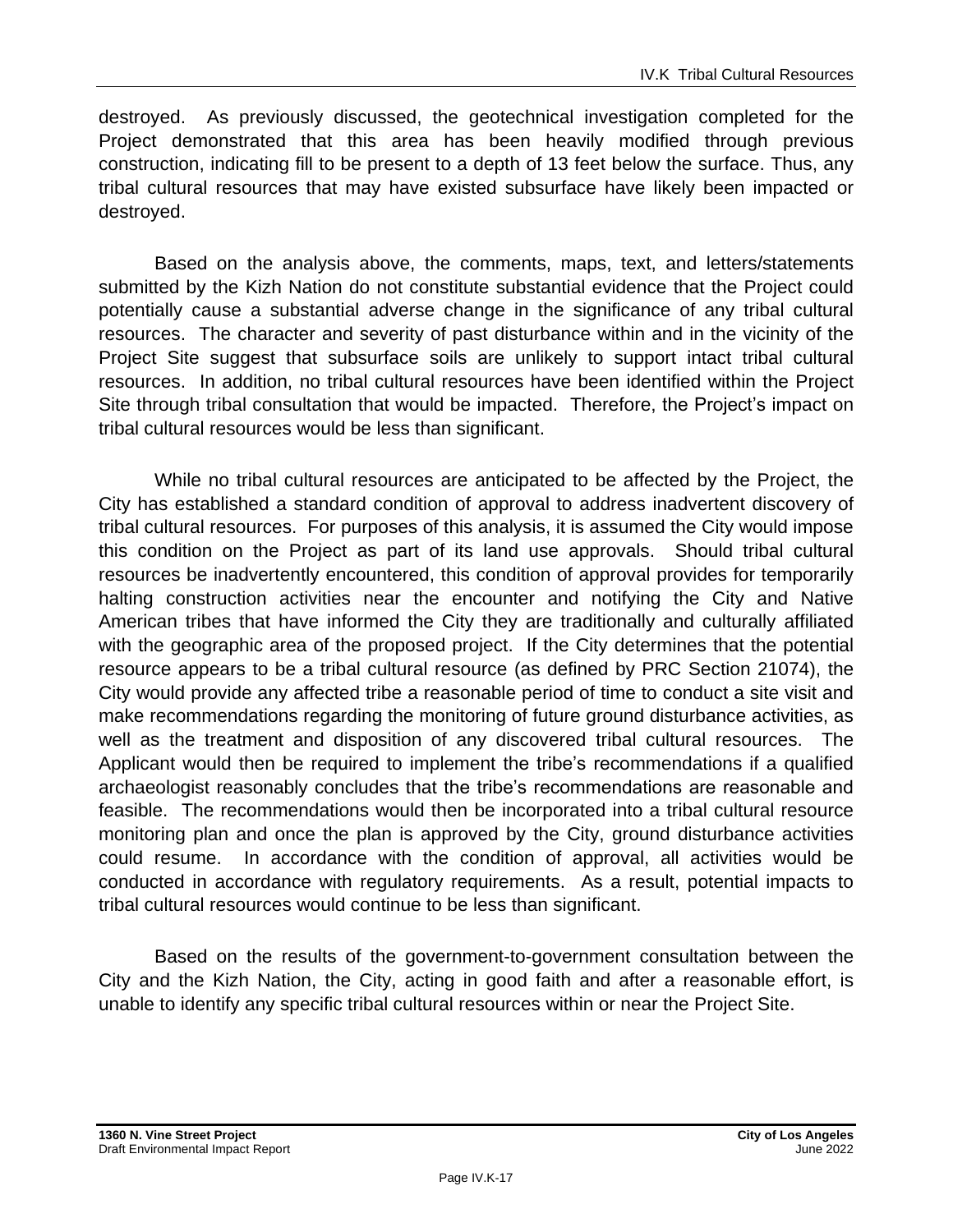destroyed. As previously discussed, the geotechnical investigation completed for the Project demonstrated that this area has been heavily modified through previous construction, indicating fill to be present to a depth of 13 feet below the surface. Thus, any tribal cultural resources that may have existed subsurface have likely been impacted or destroyed.

Based on the analysis above, the comments, maps, text, and letters/statements submitted by the Kizh Nation do not constitute substantial evidence that the Project could potentially cause a substantial adverse change in the significance of any tribal cultural resources. The character and severity of past disturbance within and in the vicinity of the Project Site suggest that subsurface soils are unlikely to support intact tribal cultural resources. In addition, no tribal cultural resources have been identified within the Project Site through tribal consultation that would be impacted. Therefore, the Project's impact on tribal cultural resources would be less than significant.

While no tribal cultural resources are anticipated to be affected by the Project, the City has established a standard condition of approval to address inadvertent discovery of tribal cultural resources. For purposes of this analysis, it is assumed the City would impose this condition on the Project as part of its land use approvals. Should tribal cultural resources be inadvertently encountered, this condition of approval provides for temporarily halting construction activities near the encounter and notifying the City and Native American tribes that have informed the City they are traditionally and culturally affiliated with the geographic area of the proposed project. If the City determines that the potential resource appears to be a tribal cultural resource (as defined by PRC Section 21074), the City would provide any affected tribe a reasonable period of time to conduct a site visit and make recommendations regarding the monitoring of future ground disturbance activities, as well as the treatment and disposition of any discovered tribal cultural resources. The Applicant would then be required to implement the tribe's recommendations if a qualified archaeologist reasonably concludes that the tribe's recommendations are reasonable and feasible. The recommendations would then be incorporated into a tribal cultural resource monitoring plan and once the plan is approved by the City, ground disturbance activities could resume. In accordance with the condition of approval, all activities would be conducted in accordance with regulatory requirements. As a result, potential impacts to tribal cultural resources would continue to be less than significant.

Based on the results of the government-to-government consultation between the City and the Kizh Nation, the City, acting in good faith and after a reasonable effort, is unable to identify any specific tribal cultural resources within or near the Project Site.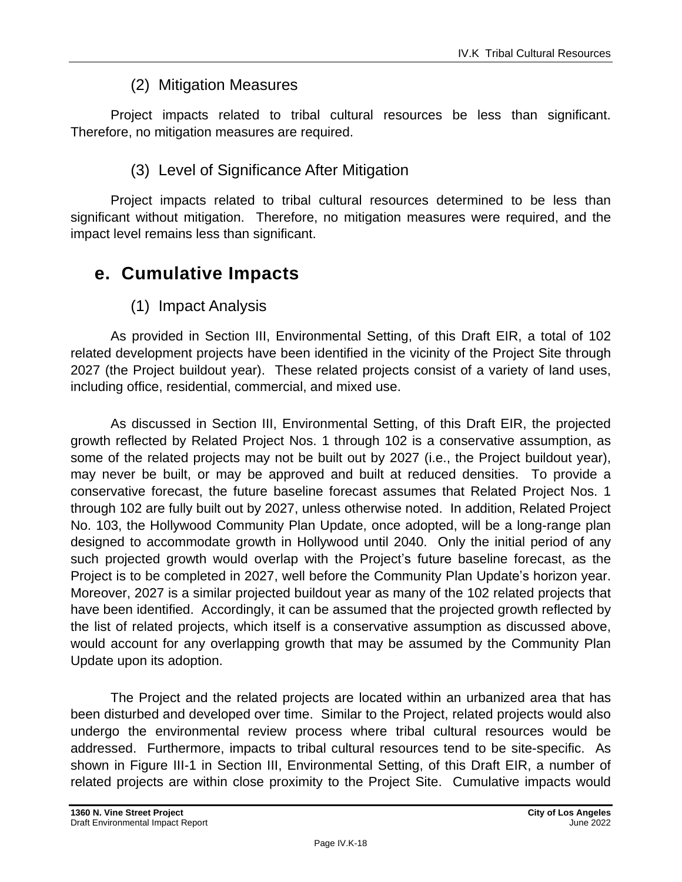### (2) Mitigation Measures

Project impacts related to tribal cultural resources be less than significant. Therefore, no mitigation measures are required.

### (3) Level of Significance After Mitigation

Project impacts related to tribal cultural resources determined to be less than significant without mitigation. Therefore, no mitigation measures were required, and the impact level remains less than significant.

## e. Cumulative Impacts

### (1) Impact Analysis

As provided in Section III, Environmental Setting, of this Draft EIR, a total of 102 related development projects have been identified in the vicinity of the Project Site through 2027 (the Project buildout year). These related projects consist of a variety of land uses, including office, residential, commercial, and mixed use.

As discussed in Section III, Environmental Setting, of this Draft EIR, the projected growth reflected by Related Project Nos. 1 through 102 is a conservative assumption, as some of the related projects may not be built out by 2027 (i.e., the Project buildout year), may never be built, or may be approved and built at reduced densities. To provide a conservative forecast, the future baseline forecast assumes that Related Project Nos. 1 through 102 are fully built out by 2027, unless otherwise noted. In addition, Related Project No. 103, the Hollywood Community Plan Update, once adopted, will be a long-range plan designed to accommodate growth in Hollywood until 2040. Only the initial period of any such projected growth would overlap with the Project's future baseline forecast, as the Project is to be completed in 2027, well before the Community Plan Update's horizon year. Moreover, 2027 is a similar projected buildout year as many of the 102 related projects that have been identified. Accordingly, it can be assumed that the projected growth reflected by the list of related projects, which itself is a conservative assumption as discussed above, would account for any overlapping growth that may be assumed by the Community Plan Update upon its adoption.

The Project and the related projects are located within an urbanized area that has been disturbed and developed over time. Similar to the Project, related projects would also undergo the environmental review process where tribal cultural resources would be addressed. Furthermore, impacts to tribal cultural resources tend to be site-specific. As shown in Figure III-1 in Section III, Environmental Setting, of this Draft EIR, a number of related projects are within close proximity to the Project Site. Cumulative impacts would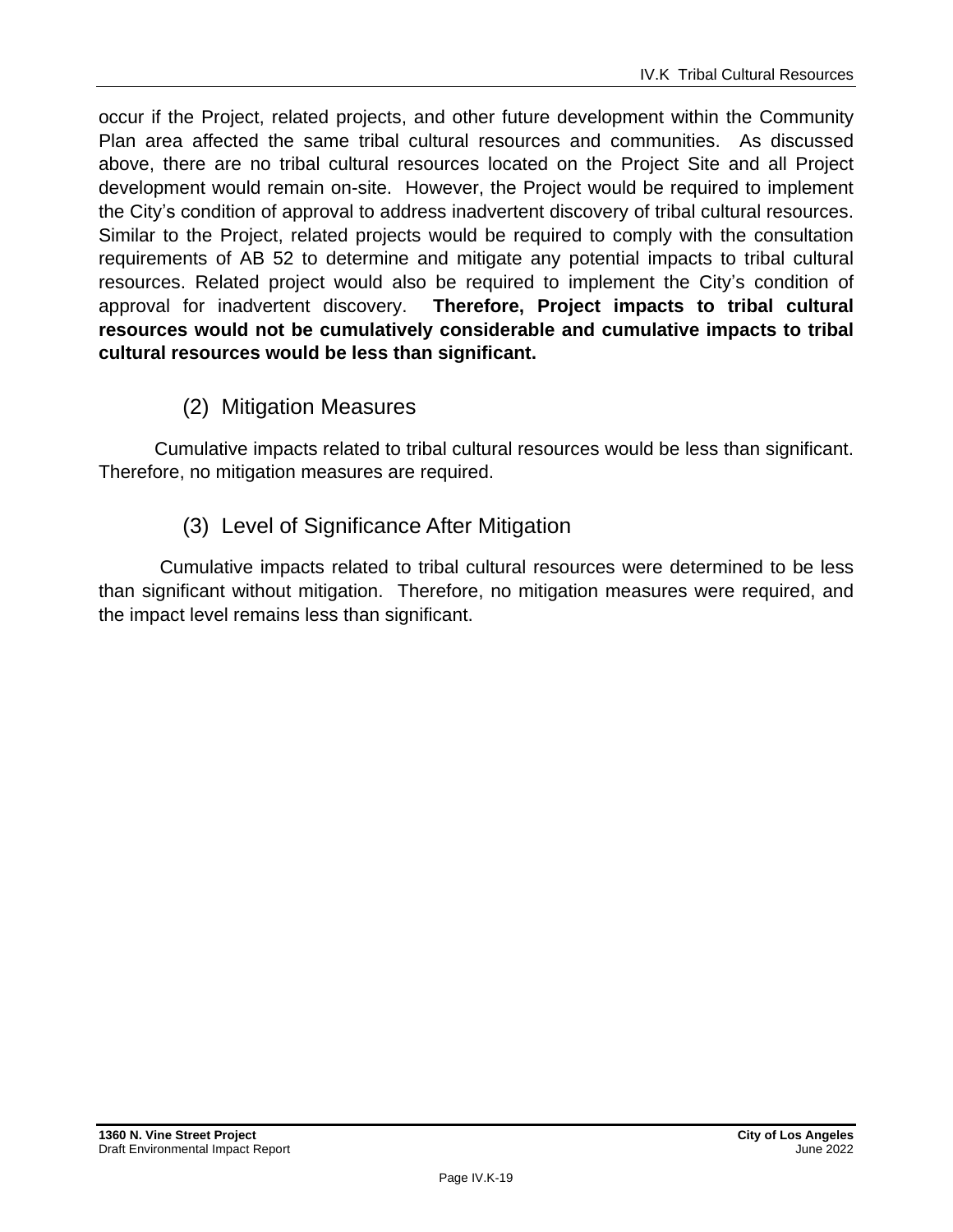occur if the Project, related projects, and other future development within the Community Plan area affected the same tribal cultural resources and communities. As discussed above, there are no tribal cultural resources located on the Project Site and all Project development would remain on-site. However, the Project would be required to implement the City's condition of approval to address inadvertent discovery of tribal cultural resources. Similar to the Project, related projects would be required to comply with the consultation requirements of AB 52 to determine and mitigate any potential impacts to tribal cultural resources. Related project would also be required to implement the City's condition of approval for inadvertent discovery. **Therefore, Project impacts to tribal cultural resources would not be cumulatively considerable and cumulative impacts to tribal cultural resources would be less than significant.**

### (2) Mitigation Measures

Cumulative impacts related to tribal cultural resources would be less than significant. Therefore, no mitigation measures are required.

### (3) Level of Significance After Mitigation

Cumulative impacts related to tribal cultural resources were determined to be less than significant without mitigation. Therefore, no mitigation measures were required, and the impact level remains less than significant.